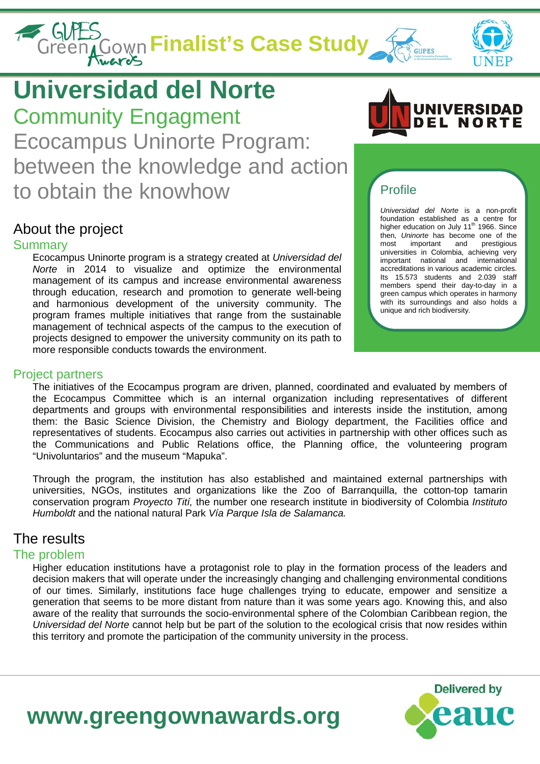# Finalist's Case Study

# Universidad del Norte

## Community Engagment

## Ecocampus Uninorte Program: between the knowledge and action to obtain the knowhow

### Profile

*Universidad del Norte* is a non-profit foundation established as a centre for higher education on July 11th 1966. Since then, *Uninorte* has become one of the most important and prestigious universities in Colombia, achieving very important national and international accreditations in various academic circles. Its 15.573 students and 2.039 staff members spend their day-to-day in a green campus which operates in harmony with its surroundings and also holds a unique and rich biodiversity.

## About the project

### Summary

Ecocampus Uninorte program is a strategy created at *Universidad del Norte* in 2014 to visualize and optimize the environmental management of its campus and increase environmental awareness through education, research and promotion to generate well-being and harmonious development of the university community. The program frames multiple initiatives that range from the sustainable management of technical aspects of the campus to the execution of projects designed to empower the university community on its path to more responsible conducts towards the environment.

### Project partners

The initiatives of the Ecocampus program are driven, planned, coordinated and evaluated by members of the Ecocampus Committee which is an internal organization including representatives of different departments and groups with environmental responsibilities and interests inside the institution, among them: the Basic Science Division, the Chemistry and Biology department, the Facilities office and representatives of students. Ecocampus also carries out activities in partnership with other offices such as the Communications and Public Relations office, the Planning office, the volunteering program "Univoluntarios" and the museum "Mapuka".

Through the program, the institution has also established and maintained external partnerships with universities, NGOs, institutes and organizations like the Zoo of Barranquilla, the cotton-top tamarin conservation program *Proyecto Tití,* the number one research institute in biodiversity of Colombia *Instituto Humboldt* and the national natural Park *Vía Parque Isla de Salamanca.*

## The results

### The problem

Higher education institutions have a protagonist role to play in the formation process of the leaders and decision makers that will operate under the increasingly changing and challenging environmental conditions of our times. Similarly, institutions face huge challenges trying to educate, empower and sensitize a generation that seems to be more distant from nature than it was some years ago. Knowing this, and also aware of the reality that surrounds the socio-environmental sphere of the Colombian Caribbean region, the *Universidad del Norte* cannot help but be part of the solution to the ecological crisis that now resides within this territory and promote the participation of the community university in the process.

**www.greengownawards.org**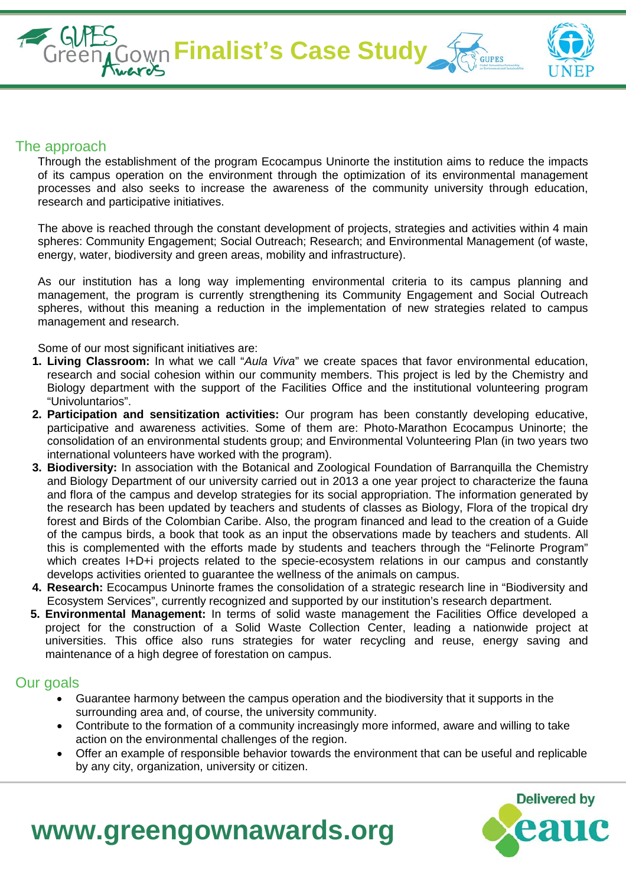## The approach

Through the establishment of the program Ecocampus Uninorte the institution aims to reduce the impacts of its campus operation on the environment through the optimization of its environmental management processes and also seeks to increase the awareness of the community university through education, research and participative initiatives.

The above is reached through the constant development of projects, strategies and activities within 4 main spheres: Community Engagement; Social Outreach; Research; and Environmental Management (of waste, energy, water, biodiversity and green areas, mobility and infrastructure).

As our institution has a long way implementing environmental criteria to its campus planning and management, the program is currently strengthening its Community Engagement and Social Outreach spheres, without this meaning a reduction in the implementation of new strategies related to campus management and research.

Some of our most significant initiatives are:

1. **Living Classroom:** In what we call "*Aula Viva*" we create spaces that favor environmental education, research and social cohesion within our community members. This project is led by the Chemistry and Biology department with the support of the Facilities Office and the institutional volunteering program "Univoluntarios".
2. **Participation and sensitization activities:** Our program has been constantly developing educative, participative and awareness activities. Some of them are: Photo-Marathon Ecocampus Uninorte; the consolidation of an environmental students group; and Environmental Volunteering Plan (in two years two international volunteers have worked with the program).
3. **Biodiversity:** In association with the Botanical and Zoological Foundation of Barranquilla the Chemistry and Biology Department of our university carried out in 2013 a one year project to characterize the fauna and flora of the campus and develop strategies for its social appropriation. The information generated by the research has been updated by teachers and students of classes as Biology, Flora of the tropical dry forest and Birds of the Colombian Caribe. Also, the program financed and lead to the creation of a Guide of the campus birds, a book that took as an input the observations made by teachers and students. All this is complemented with the efforts made by students and teachers through the "Felinorte Program" which creates I+D+i projects related to the specie-ecosystem relations in our campus and constantly develops activities oriented to guarantee the wellness of the animals on campus.
4. **Research:** Ecocampus Uninorte frames the consolidation of a strategic research line in "Biodiversity and Ecosystem Services", currently recognized and supported by our institution's research department.
5. **Environmental Management:** In terms of solid waste management the Facilities Office developed a project for the construction of a Solid Waste Collection Center, leading a nationwide project at universities. This office also runs strategies for water recycling and reuse, energy saving and maintenance of a high degree of forestation on campus.

## Our goals

- Guarantee harmony between the campus operation and the biodiversity that it supports in the surrounding area and, of course, the university community.
- Contribute to the formation of a community increasingly more informed, aware and willing to take action on the environmental challenges of the region.
- Offer an example of responsible behavior towards the environment that can be useful and replicable by any city, organization, university or citizen.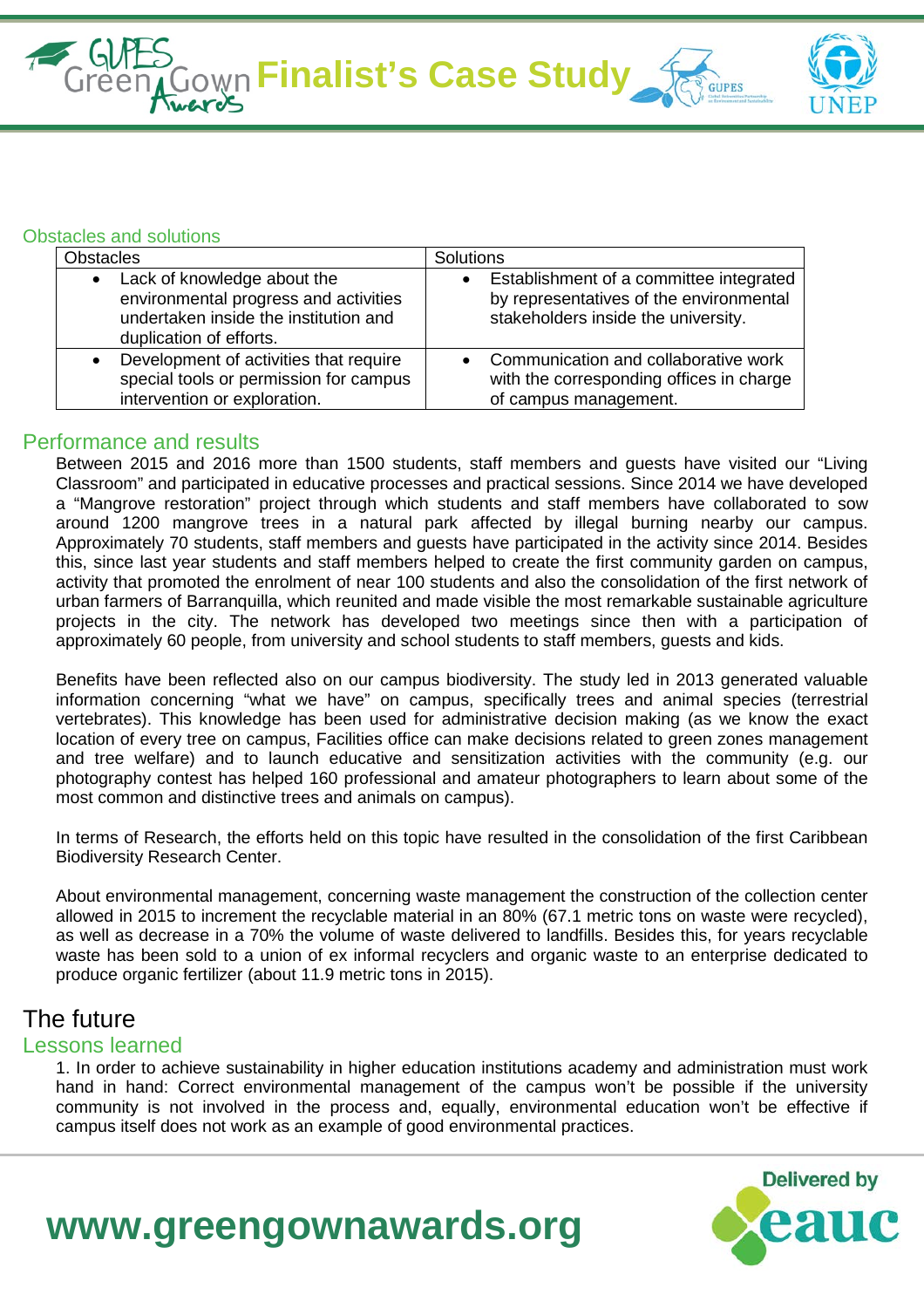## Obstacles and solutions

| Obstacles | Solutions |
|---|---|
| • Lack of knowledge about the environmental progress and activities undertaken inside the institution and duplication of efforts. | • Establishment of a committee integrated by representatives of the environmental stakeholders inside the university. |
| • Development of activities that require special tools or permission for campus intervention or exploration. | • Communication and collaborative work with the corresponding offices in charge of campus management. |

## Performance and results

Between 2015 and 2016 more than 1500 students, staff members and guests have visited our "Living Classroom" and participated in educative processes and practical sessions. Since 2014 we have developed a "Mangrove restoration" project through which students and staff members have collaborated to sow around 1200 mangrove trees in a natural park affected by illegal burning nearby our campus. Approximately 70 students, staff members and guests have participated in the activity since 2014. Besides this, since last year students and staff members helped to create the first community garden on campus, activity that promoted the enrolment of near 100 students and also the consolidation of the first network of urban farmers of Barranquilla, which reunited and made visible the most remarkable sustainable agriculture projects in the city. The network has developed two meetings since then with a participation of approximately 60 people, from university and school students to staff members, guests and kids.

Benefits have been reflected also on our campus biodiversity. The study led in 2013 generated valuable information concerning "what we have" on campus, specifically trees and animal species (terrestrial vertebrates). This knowledge has been used for administrative decision making (as we know the exact location of every tree on campus, Facilities office can make decisions related to green zones management and tree welfare) and to launch educative and sensitization activities with the community (e.g. our photography contest has helped 160 professional and amateur photographers to learn about some of the most common and distinctive trees and animals on campus).

In terms of Research, the efforts held on this topic have resulted in the consolidation of the first Caribbean Biodiversity Research Center.

About environmental management, concerning waste management the construction of the collection center allowed in 2015 to increment the recyclable material in an 80% (67.1 metric tons on waste were recycled), as well as decrease in a 70% the volume of waste delivered to landfills. Besides this, for years recyclable waste has been sold to a union of ex informal recyclers and organic waste to an enterprise dedicated to produce organic fertilizer (about 11.9 metric tons in 2015).

# The future

## Lessons learned

1. In order to achieve sustainability in higher education institutions academy and administration must work hand in hand: Correct environmental management of the campus won't be possible if the university community is not involved in the process and, equally, environmental education won't be effective if campus itself does not work as an example of good environmental practices.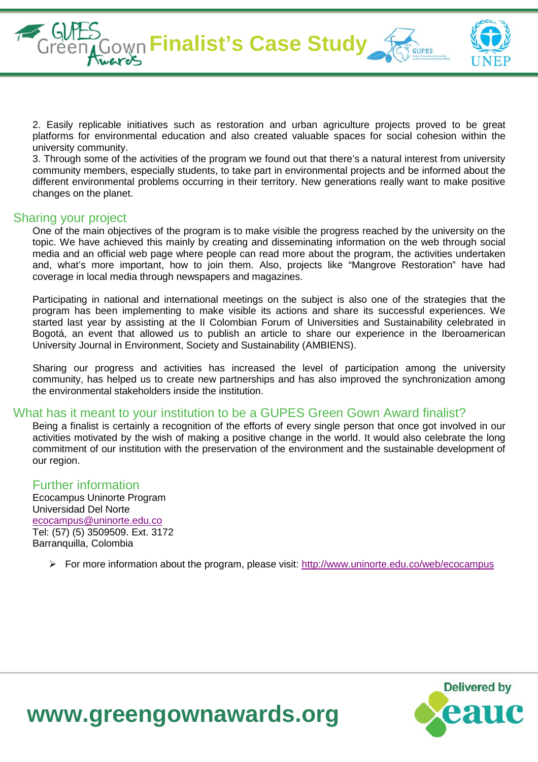2. Easily replicable initiatives such as restoration and urban agriculture projects proved to be great platforms for environmental education and also created valuable spaces for social cohesion within the university community.
3. Through some of the activities of the program we found out that there's a natural interest from university community members, especially students, to take part in environmental projects and be informed about the different environmental problems occurring in their territory. New generations really want to make positive changes on the planet.

## Sharing your project

One of the main objectives of the program is to make visible the progress reached by the university on the topic. We have achieved this mainly by creating and disseminating information on the web through social media and an official web page where people can read more about the program, the activities undertaken and, what's more important, how to join them. Also, projects like "Mangrove Restoration" have had coverage in local media through newspapers and magazines.

Participating in national and international meetings on the subject is also one of the strategies that the program has been implementing to make visible its actions and share its successful experiences. We started last year by assisting at the II Colombian Forum of Universities and Sustainability celebrated in Bogotá, an event that allowed us to publish an article to share our experience in the Iberoamerican University Journal in Environment, Society and Sustainability (AMBIENS).

Sharing our progress and activities has increased the level of participation among the university community, has helped us to create new partnerships and has also improved the synchronization among the environmental stakeholders inside the institution.

## What has it meant to your institution to be a GUPES Green Gown Award finalist?

Being a finalist is certainly a recognition of the efforts of every single person that once got involved in our activities motivated by the wish of making a positive change in the world. It would also celebrate the long commitment of our institution with the preservation of the environment and the sustainable development of our region.

### Further information

Ecocampus Uninorte Program
Universidad Del Norte
ecocampus@uninorte.edu.co
Tel: (57) (5) 3509509. Ext. 3172
Barranquilla, Colombia

- For more information about the program, please visit: http://www.uninorte.edu.co/web/ecocampus